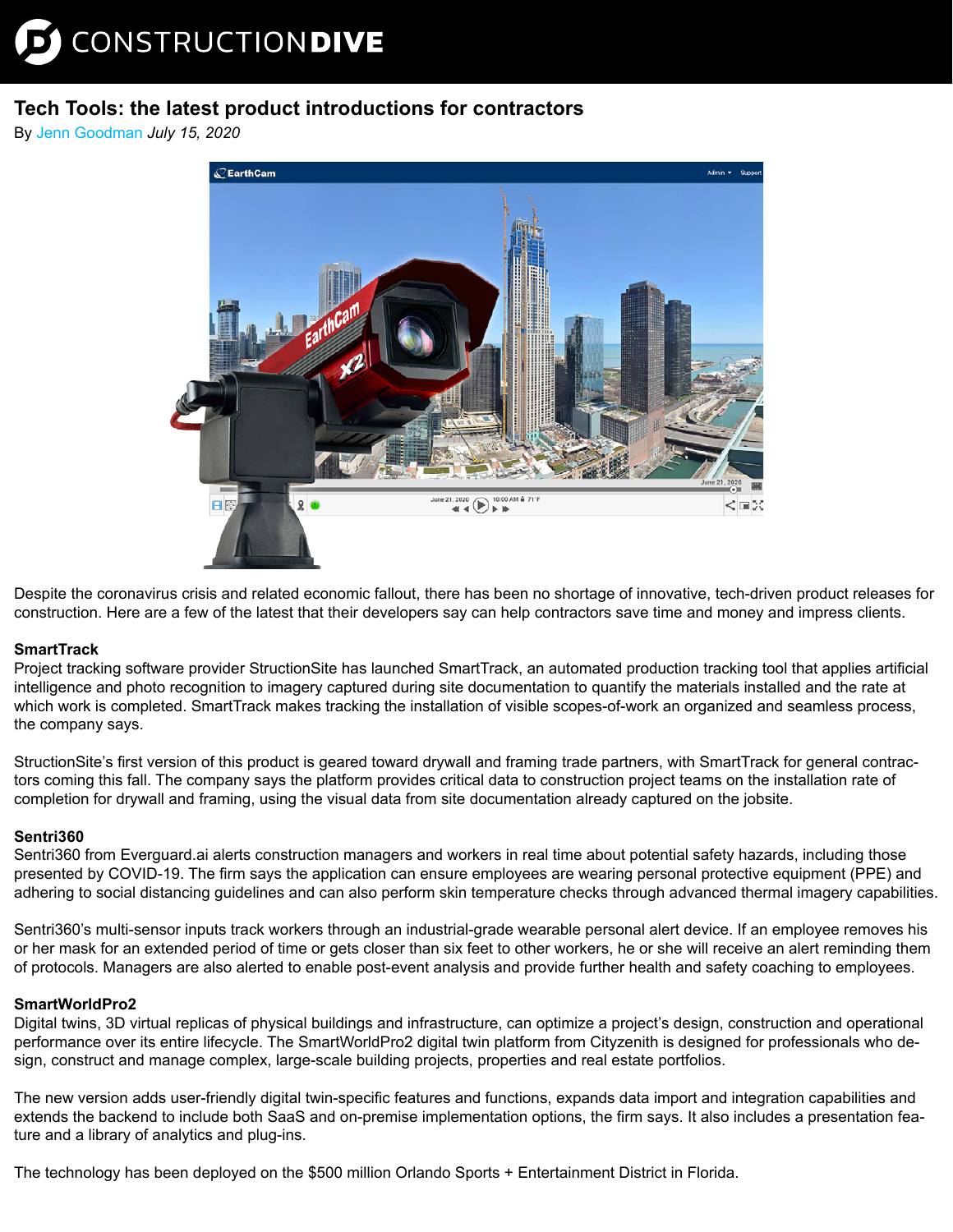# Tech Tools: the latest product introductions for contractors

By Jenn Goodman *July 15, 2020*

Despite the coronavirus crisis and related economic fallout, there has been no shortage of innovative, tech-driven product releases for construction. Here are a few of the latest that their developers say can help contractors save time and money and impress clients.

**SmartTrack**

Project tracking software provider StructionSite has launched SmartTrack, an automated production tracking tool that applies artificial intelligence and photo recognition to imagery captured during site documentation to quantify the materials installed and the rate at which work is completed. SmartTrack makes tracking the installation of visible scopes-of-work an organized and seamless process, the company says.

StructionSite's first version of this product is geared toward drywall and framing trade partners, with SmartTrack for general contractors coming this fall. The company says the platform provides critical data to construction project teams on the installation rate of completion for drywall and framing, using the visual data from site documentation already captured on the jobsite.

**Sentri360**

Sentri360 from Everguard.ai alerts construction managers and workers in real time about potential safety hazards, including those presented by COVID-19. The firm says the application can ensure employees are wearing personal protective equipment (PPE) and adhering to social distancing guidelines and can also perform skin temperature checks through advanced thermal imagery capabilities.

Sentri360's multi-sensor inputs track workers through an industrial-grade wearable personal alert device. If an employee removes his or her mask for an extended period of time or gets closer than six feet to other workers, he or she will receive an alert reminding them of protocols. Managers are also alerted to enable post-event analysis and provide further health and safety coaching to employees.

**SmartWorldPro2**

Digital twins, 3D virtual replicas of physical buildings and infrastructure, can optimize a project's design, construction and operational performance over its entire lifecycle. The SmartWorldPro2 digital twin platform from Cityzenith is designed for professionals who design, construct and manage complex, large-scale building projects, properties and real estate portfolios.

The new version adds user-friendly digital twin-specific features and functions, expands data import and integration capabilities and extends the backend to include both SaaS and on-premise implementation options, the firm says. It also includes a presentation feature and a library of analytics and plug-ins.

The technology has been deployed on the $500 million Orlando Sports + Entertainment District in Florida.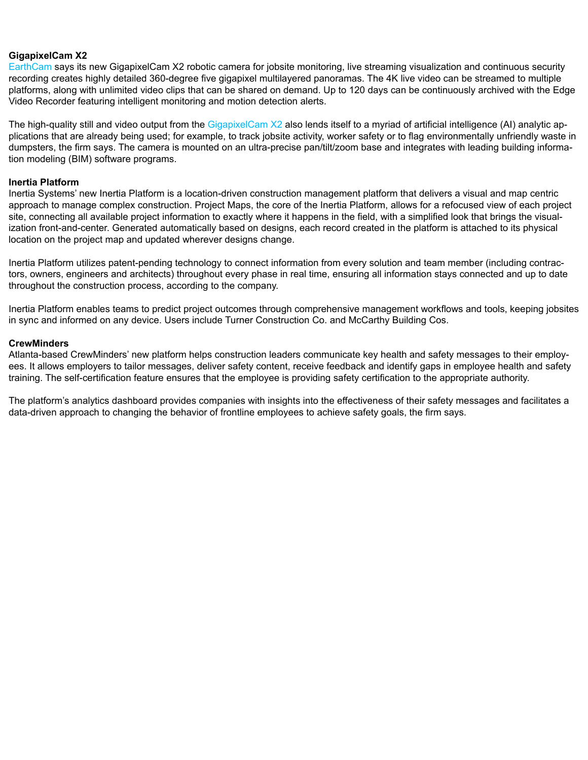**GigapixelCam X2**

EarthCam says its new GigapixelCam X2 robotic camera for jobsite monitoring, live streaming visualization and continuous security recording creates highly detailed 360-degree five gigapixel multilayered panoramas. The 4K live video can be streamed to multiple platforms, along with unlimited video clips that can be shared on demand. Up to 120 days can be continuously archived with the Edge Video Recorder featuring intelligent monitoring and motion detection alerts.

The high-quality still and video output from the GigapixelCam X2 also lends itself to a myriad of artificial intelligence (AI) analytic applications that are already being used; for example, to track jobsite activity, worker safety or to flag environmentally unfriendly waste in dumpsters, the firm says. The camera is mounted on an ultra-precise pan/tilt/zoom base and integrates with leading building information modeling (BIM) software programs.

**Inertia Platform**

Inertia Systems' new Inertia Platform is a location-driven construction management platform that delivers a visual and map centric approach to manage complex construction. Project Maps, the core of the Inertia Platform, allows for a refocused view of each project site, connecting all available project information to exactly where it happens in the field, with a simplified look that brings the visualization front-and-center. Generated automatically based on designs, each record created in the platform is attached to its physical location on the project map and updated wherever designs change.

Inertia Platform utilizes patent-pending technology to connect information from every solution and team member (including contractors, owners, engineers and architects) throughout every phase in real time, ensuring all information stays connected and up to date throughout the construction process, according to the company.

Inertia Platform enables teams to predict project outcomes through comprehensive management workflows and tools, keeping jobsites in sync and informed on any device. Users include Turner Construction Co. and McCarthy Building Cos.

**CrewMinders**

Atlanta-based CrewMinders' new platform helps construction leaders communicate key health and safety messages to their employees. It allows employers to tailor messages, deliver safety content, receive feedback and identify gaps in employee health and safety training. The self-certification feature ensures that the employee is providing safety certification to the appropriate authority.

The platform's analytics dashboard provides companies with insights into the effectiveness of their safety messages and facilitates a data-driven approach to changing the behavior of frontline employees to achieve safety goals, the firm says.